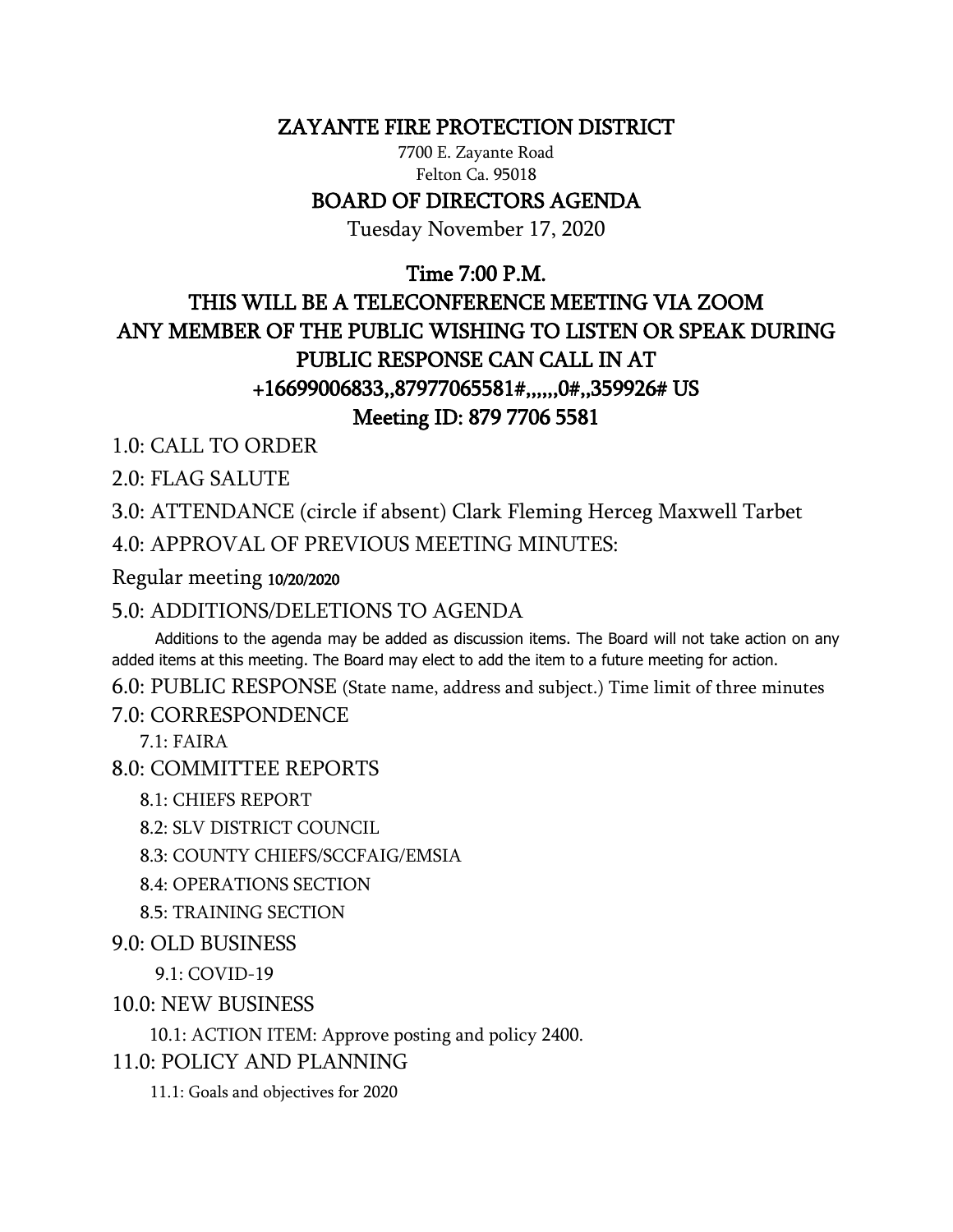# ZAYANTE FIRE PROTECTION DISTRICT

7700 E. Zayante Road
Felton Ca. 95018

## BOARD OF DIRECTORS AGENDA

Tuesday November 17, 2020

**Time 7:00 P.M.**

**THIS WILL BE A TELECONFERENCE MEETING VIA ZOOM**
**ANY MEMBER OF THE PUBLIC WISHING TO LISTEN OR SPEAK DURING PUBLIC RESPONSE CAN CALL IN AT**
**+16699006833,,87977065581#,,,,,,0#,,359926# US**
**Meeting ID: 879 7706 5581**

1.0: CALL TO ORDER

2.0: FLAG SALUTE

3.0: ATTENDANCE (circle if absent) Clark Fleming Herceg Maxwell Tarbet

4.0: APPROVAL OF PREVIOUS MEETING MINUTES:

Regular meeting 10/20/2020

5.0: ADDITIONS/DELETIONS TO AGENDA

Additions to the agenda may be added as discussion items. The Board will not take action on any added items at this meeting. The Board may elect to add the item to a future meeting for action.

6.0: PUBLIC RESPONSE (State name, address and subject.) Time limit of three minutes

7.0: CORRESPONDENCE

- 7.1: FAIRA

8.0: COMMITTEE REPORTS

- 8.1: CHIEFS REPORT
- 8.2: SLV DISTRICT COUNCIL
- 8.3: COUNTY CHIEFS/SCCFAIG/EMSIA
- 8.4: OPERATIONS SECTION
- 8.5: TRAINING SECTION

9.0: OLD BUSINESS

- 9.1: COVID-19

10.0: NEW BUSINESS

- 10.1: ACTION ITEM: Approve posting and policy 2400.

11.0: POLICY AND PLANNING

- 11.1: Goals and objectives for 2020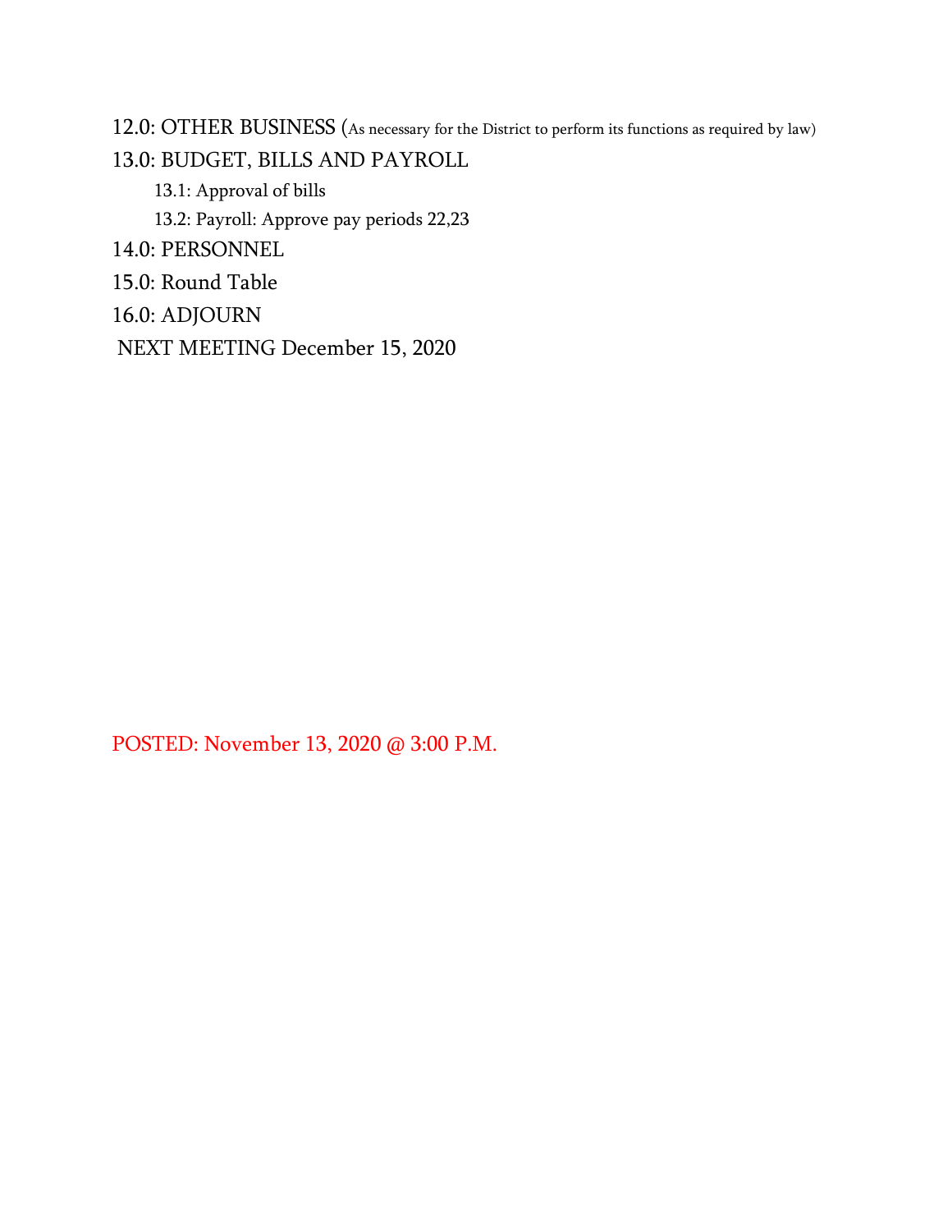12.0: OTHER BUSINESS (As necessary for the District to perform its functions as required by law)

13.0: BUDGET, BILLS AND PAYROLL

- 13.1: Approval of bills
- 13.2: Payroll: Approve pay periods 22,23

14.0: PERSONNEL

15.0: Round Table

16.0: ADJOURN

NEXT MEETING December 15, 2020

POSTED: November 13, 2020 @ 3:00 P.M.